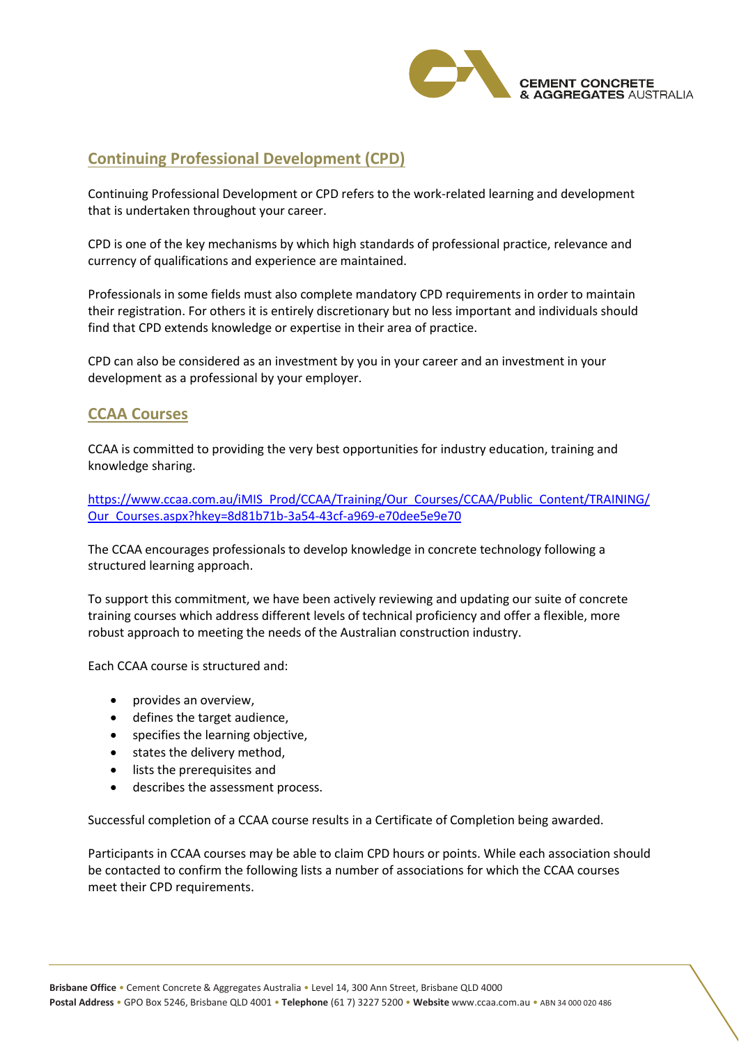## Continuing Professional Development (CPD)

Continuing Professional Development or CPD refers to the work-related learning and development that is undertaken throughout your career.

CPD is one of the key mechanisms by which high standards of professional practice, relevance and currency of qualifications and experience are maintained.

Professionals in some fields must also complete mandatory CPD requirements in order to maintain their registration. For others it is entirely discretionary but no less important and individuals should find that CPD extends knowledge or expertise in their area of practice.

CPD can also be considered as an investment by you in your career and an investment in your development as a professional by your employer.

## CCAA Courses

CCAA is committed to providing the very best opportunities for industry education, training and knowledge sharing.

https://www.ccaa.com.au/iMIS_Prod/CCAA/Training/Our_Courses/CCAA/Public_Content/TRAINING/Our_Courses.aspx?hkey=8d81b71b-3a54-43cf-a969-e70dee5e9e70

The CCAA encourages professionals to develop knowledge in concrete technology following a structured learning approach.

To support this commitment, we have been actively reviewing and updating our suite of concrete training courses which address different levels of technical proficiency and offer a flexible, more robust approach to meeting the needs of the Australian construction industry.

Each CCAA course is structured and:

- provides an overview,
- defines the target audience,
- specifies the learning objective,
- states the delivery method,
- lists the prerequisites and
- describes the assessment process.

Successful completion of a CCAA course results in a Certificate of Completion being awarded.

Participants in CCAA courses may be able to claim CPD hours or points. While each association should be contacted to confirm the following lists a number of associations for which the CCAA courses meet their CPD requirements.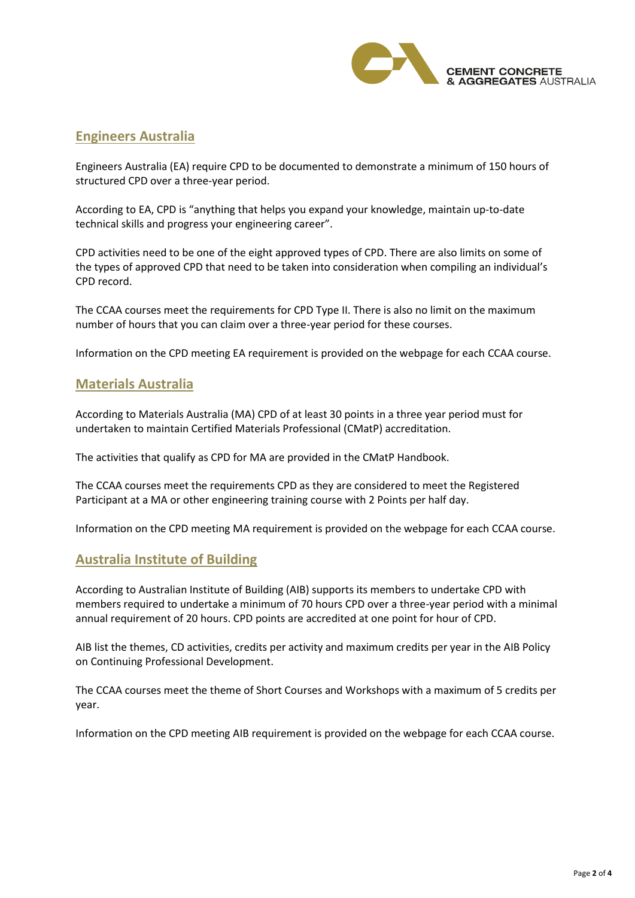## Engineers Australia

Engineers Australia (EA) require CPD to be documented to demonstrate a minimum of 150 hours of structured CPD over a three-year period.

According to EA, CPD is "anything that helps you expand your knowledge, maintain up-to-date technical skills and progress your engineering career".

CPD activities need to be one of the eight approved types of CPD. There are also limits on some of the types of approved CPD that need to be taken into consideration when compiling an individual's CPD record.

The CCAA courses meet the requirements for CPD Type II. There is also no limit on the maximum number of hours that you can claim over a three-year period for these courses.

Information on the CPD meeting EA requirement is provided on the webpage for each CCAA course.

## Materials Australia

According to Materials Australia (MA) CPD of at least 30 points in a three year period must for undertaken to maintain Certified Materials Professional (CMatP) accreditation.

The activities that qualify as CPD for MA are provided in the CMatP Handbook.

The CCAA courses meet the requirements CPD as they are considered to meet the Registered Participant at a MA or other engineering training course with 2 Points per half day.

Information on the CPD meeting MA requirement is provided on the webpage for each CCAA course.

## Australia Institute of Building

According to Australian Institute of Building (AIB) supports its members to undertake CPD with members required to undertake a minimum of 70 hours CPD over a three-year period with a minimal annual requirement of 20 hours. CPD points are accredited at one point for hour of CPD.

AIB list the themes, CD activities, credits per activity and maximum credits per year in the AIB Policy on Continuing Professional Development.

The CCAA courses meet the theme of Short Courses and Workshops with a maximum of 5 credits per year.

Information on the CPD meeting AIB requirement is provided on the webpage for each CCAA course.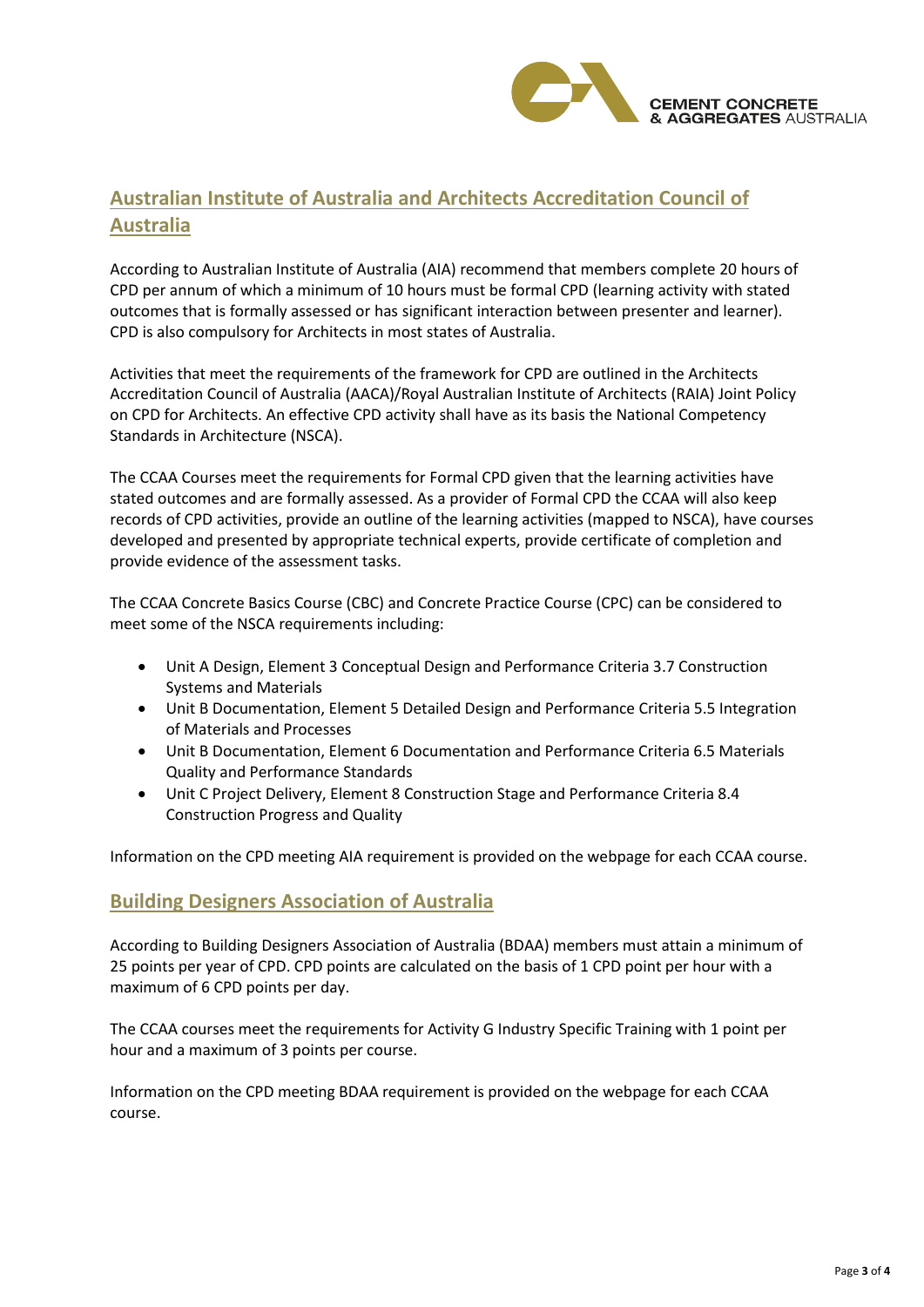## Australian Institute of Australia and Architects Accreditation Council of Australia

According to Australian Institute of Australia (AIA) recommend that members complete 20 hours of CPD per annum of which a minimum of 10 hours must be formal CPD (learning activity with stated outcomes that is formally assessed or has significant interaction between presenter and learner). CPD is also compulsory for Architects in most states of Australia.

Activities that meet the requirements of the framework for CPD are outlined in the Architects Accreditation Council of Australia (AACA)/Royal Australian Institute of Architects (RAIA) Joint Policy on CPD for Architects. An effective CPD activity shall have as its basis the National Competency Standards in Architecture (NSCA).

The CCAA Courses meet the requirements for Formal CPD given that the learning activities have stated outcomes and are formally assessed. As a provider of Formal CPD the CCAA will also keep records of CPD activities, provide an outline of the learning activities (mapped to NSCA), have courses developed and presented by appropriate technical experts, provide certificate of completion and provide evidence of the assessment tasks.

The CCAA Concrete Basics Course (CBC) and Concrete Practice Course (CPC) can be considered to meet some of the NSCA requirements including:

- Unit A Design, Element 3 Conceptual Design and Performance Criteria 3.7 Construction Systems and Materials
- Unit B Documentation, Element 5 Detailed Design and Performance Criteria 5.5 Integration of Materials and Processes
- Unit B Documentation, Element 6 Documentation and Performance Criteria 6.5 Materials Quality and Performance Standards
- Unit C Project Delivery, Element 8 Construction Stage and Performance Criteria 8.4 Construction Progress and Quality

Information on the CPD meeting AIA requirement is provided on the webpage for each CCAA course.

## Building Designers Association of Australia

According to Building Designers Association of Australia (BDAA) members must attain a minimum of 25 points per year of CPD. CPD points are calculated on the basis of 1 CPD point per hour with a maximum of 6 CPD points per day.

The CCAA courses meet the requirements for Activity G Industry Specific Training with 1 point per hour and a maximum of 3 points per course.

Information on the CPD meeting BDAA requirement is provided on the webpage for each CCAA course.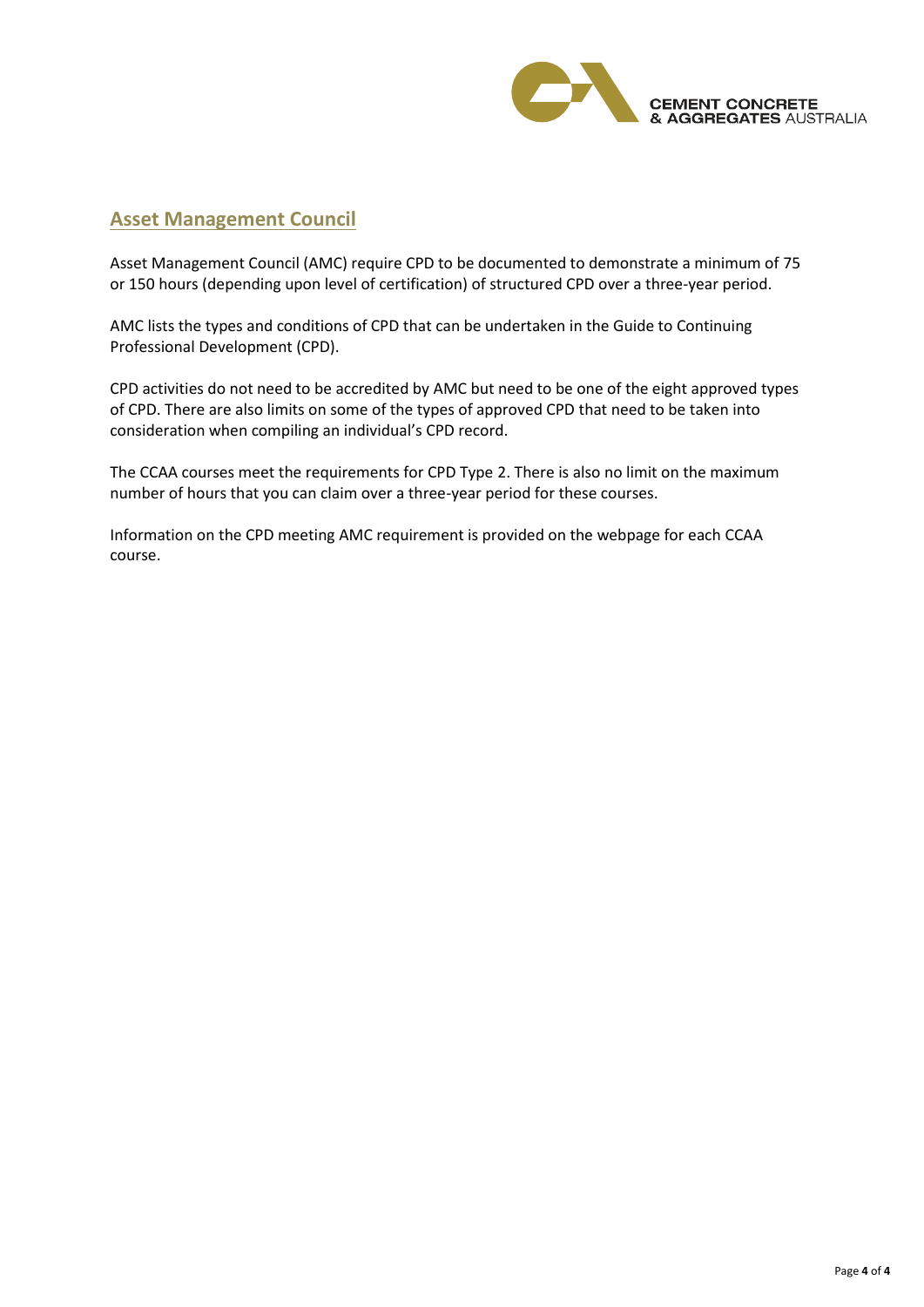## Asset Management Council

Asset Management Council (AMC) require CPD to be documented to demonstrate a minimum of 75 or 150 hours (depending upon level of certification) of structured CPD over a three-year period.

AMC lists the types and conditions of CPD that can be undertaken in the Guide to Continuing Professional Development (CPD).

CPD activities do not need to be accredited by AMC but need to be one of the eight approved types of CPD. There are also limits on some of the types of approved CPD that need to be taken into consideration when compiling an individual's CPD record.

The CCAA courses meet the requirements for CPD Type 2. There is also no limit on the maximum number of hours that you can claim over a three-year period for these courses.

Information on the CPD meeting AMC requirement is provided on the webpage for each CCAA course.